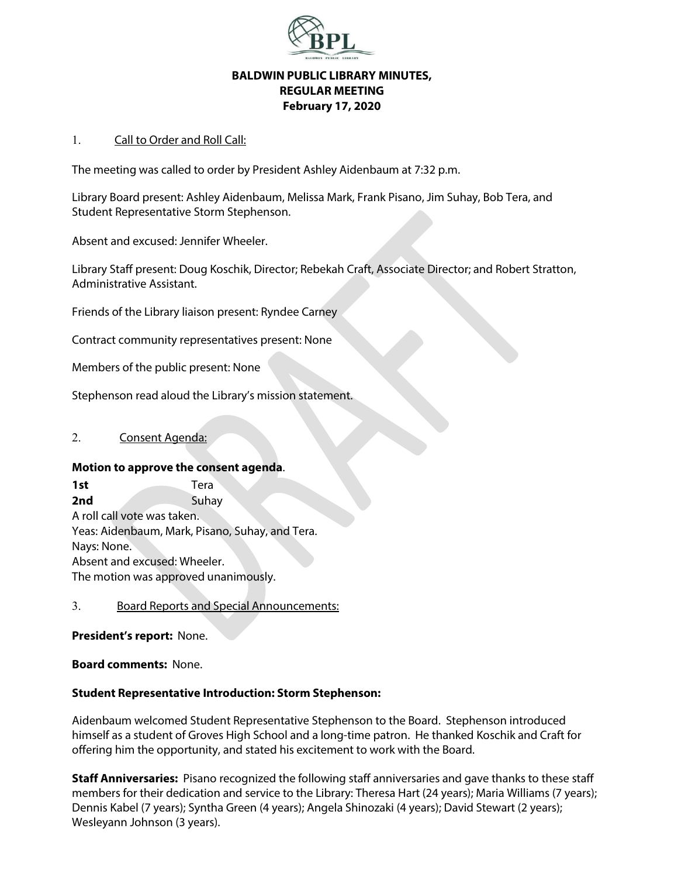# BALDWIN PUBLIC LIBRARY MINUTES,
# REGULAR MEETING
# February 17, 2020

1. Call to Order and Roll Call:

The meeting was called to order by President Ashley Aidenbaum at 7:32 p.m.

Library Board present: Ashley Aidenbaum, Melissa Mark, Frank Pisano, Jim Suhay, Bob Tera, and Student Representative Storm Stephenson.

Absent and excused: Jennifer Wheeler.

Library Staff present: Doug Koschik, Director; Rebekah Craft, Associate Director; and Robert Stratton, Administrative Assistant.

Friends of the Library liaison present: Ryndee Carney

Contract community representatives present: None

Members of the public present: None

Stephenson read aloud the Library's mission statement.

2. Consent Agenda:

**Motion to approve the consent agenda**.

**1st** Tera
**2nd** Suhay
A roll call vote was taken.
Yeas: Aidenbaum, Mark, Pisano, Suhay, and Tera.
Nays: None.
Absent and excused: Wheeler.
The motion was approved unanimously.

3. Board Reports and Special Announcements:

**President's report:** None.

**Board comments:** None.

**Student Representative Introduction: Storm Stephenson:**

Aidenbaum welcomed Student Representative Stephenson to the Board. Stephenson introduced himself as a student of Groves High School and a long-time patron. He thanked Koschik and Craft for offering him the opportunity, and stated his excitement to work with the Board.

**Staff Anniversaries:** Pisano recognized the following staff anniversaries and gave thanks to these staff members for their dedication and service to the Library: Theresa Hart (24 years); Maria Williams (7 years); Dennis Kabel (7 years); Syntha Green (4 years); Angela Shinozaki (4 years); David Stewart (2 years); Wesleyann Johnson (3 years).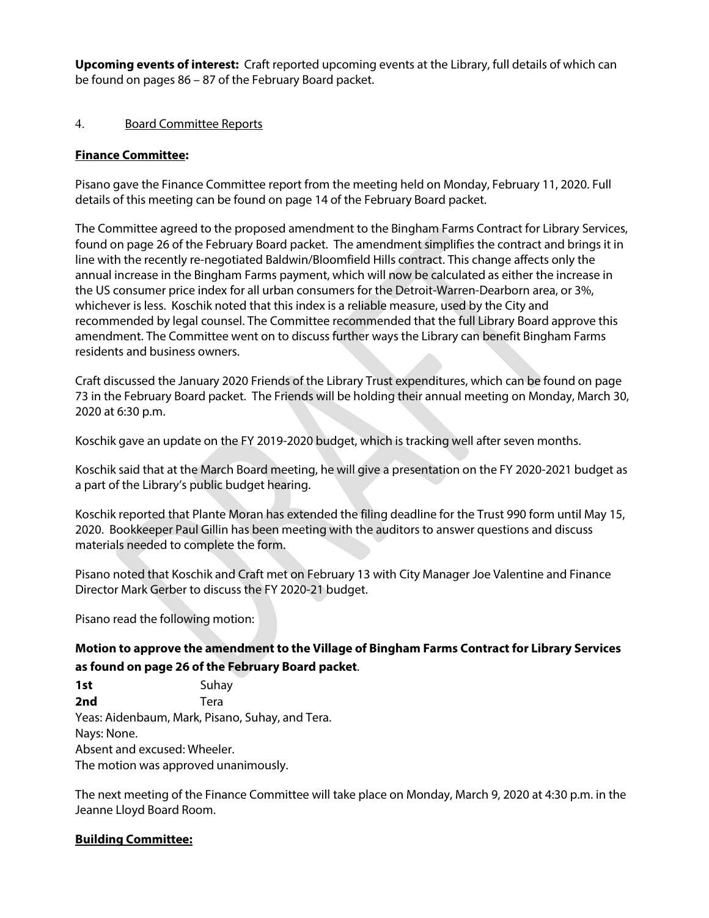**Upcoming events of interest:** Craft reported upcoming events at the Library, full details of which can be found on pages 86 – 87 of the February Board packet.

4. Board Committee Reports

**Finance Committee:**

Pisano gave the Finance Committee report from the meeting held on Monday, February 11, 2020. Full details of this meeting can be found on page 14 of the February Board packet.

The Committee agreed to the proposed amendment to the Bingham Farms Contract for Library Services, found on page 26 of the February Board packet. The amendment simplifies the contract and brings it in line with the recently re-negotiated Baldwin/Bloomfield Hills contract. This change affects only the annual increase in the Bingham Farms payment, which will now be calculated as either the increase in the US consumer price index for all urban consumers for the Detroit-Warren-Dearborn area, or 3%, whichever is less. Koschik noted that this index is a reliable measure, used by the City and recommended by legal counsel. The Committee recommended that the full Library Board approve this amendment. The Committee went on to discuss further ways the Library can benefit Bingham Farms residents and business owners.

Craft discussed the January 2020 Friends of the Library Trust expenditures, which can be found on page 73 in the February Board packet. The Friends will be holding their annual meeting on Monday, March 30, 2020 at 6:30 p.m.

Koschik gave an update on the FY 2019-2020 budget, which is tracking well after seven months.

Koschik said that at the March Board meeting, he will give a presentation on the FY 2020-2021 budget as a part of the Library's public budget hearing.

Koschik reported that Plante Moran has extended the filing deadline for the Trust 990 form until May 15, 2020. Bookkeeper Paul Gillin has been meeting with the auditors to answer questions and discuss materials needed to complete the form.

Pisano noted that Koschik and Craft met on February 13 with City Manager Joe Valentine and Finance Director Mark Gerber to discuss the FY 2020-21 budget.

Pisano read the following motion:

**Motion to approve the amendment to the Village of Bingham Farms Contract for Library Services as found on page 26 of the February Board packet**.

**1st** Suhay
**2nd** Tera
Yeas: Aidenbaum, Mark, Pisano, Suhay, and Tera.
Nays: None.
Absent and excused: Wheeler.
The motion was approved unanimously.

The next meeting of the Finance Committee will take place on Monday, March 9, 2020 at 4:30 p.m. in the Jeanne Lloyd Board Room.

**Building Committee:**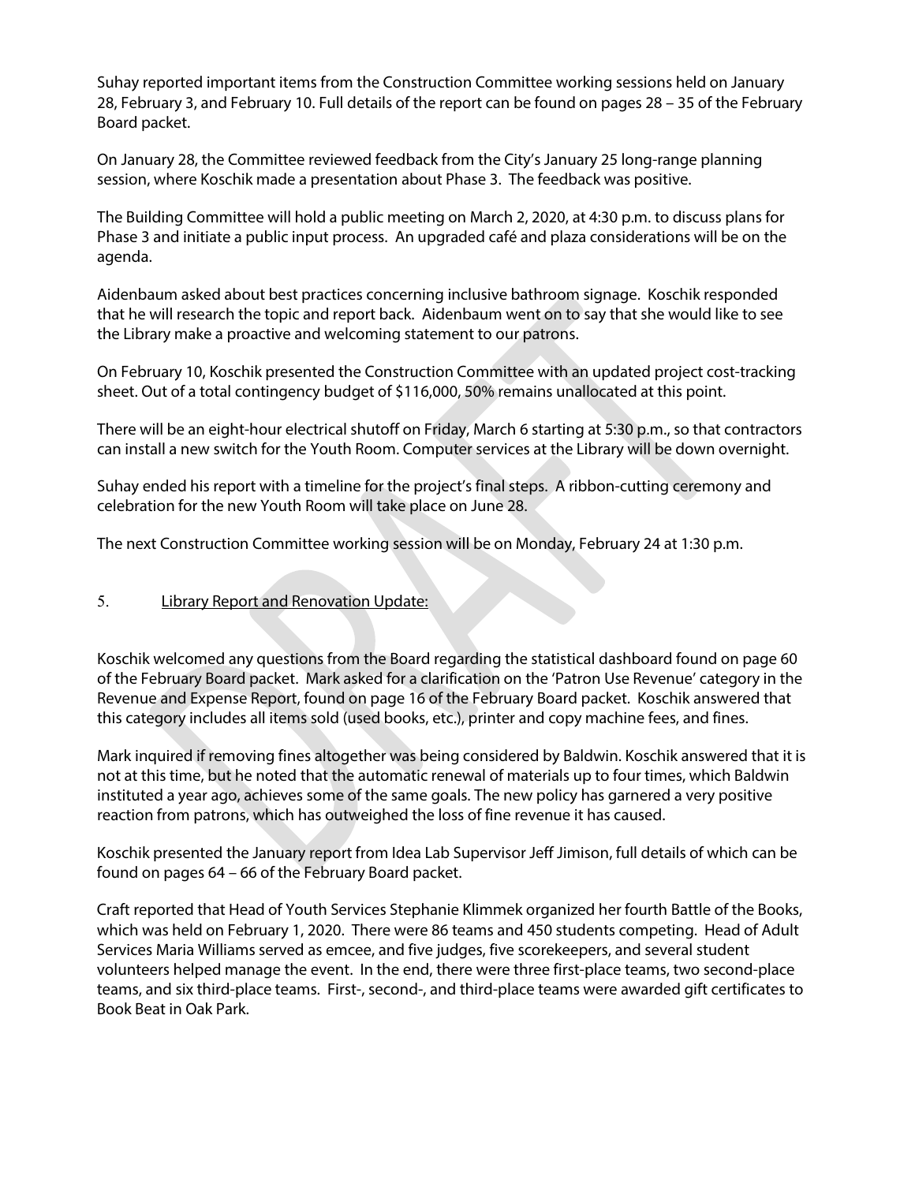Suhay reported important items from the Construction Committee working sessions held on January 28, February 3, and February 10. Full details of the report can be found on pages 28 – 35 of the February Board packet.

On January 28, the Committee reviewed feedback from the City's January 25 long-range planning session, where Koschik made a presentation about Phase 3. The feedback was positive.

The Building Committee will hold a public meeting on March 2, 2020, at 4:30 p.m. to discuss plans for Phase 3 and initiate a public input process. An upgraded café and plaza considerations will be on the agenda.

Aidenbaum asked about best practices concerning inclusive bathroom signage. Koschik responded that he will research the topic and report back. Aidenbaum went on to say that she would like to see the Library make a proactive and welcoming statement to our patrons.

On February 10, Koschik presented the Construction Committee with an updated project cost-tracking sheet. Out of a total contingency budget of $116,000, 50% remains unallocated at this point.

There will be an eight-hour electrical shutoff on Friday, March 6 starting at 5:30 p.m., so that contractors can install a new switch for the Youth Room. Computer services at the Library will be down overnight.

Suhay ended his report with a timeline for the project's final steps. A ribbon-cutting ceremony and celebration for the new Youth Room will take place on June 28.

The next Construction Committee working session will be on Monday, February 24 at 1:30 p.m.

5. Library Report and Renovation Update:

Koschik welcomed any questions from the Board regarding the statistical dashboard found on page 60 of the February Board packet. Mark asked for a clarification on the 'Patron Use Revenue' category in the Revenue and Expense Report, found on page 16 of the February Board packet. Koschik answered that this category includes all items sold (used books, etc.), printer and copy machine fees, and fines.

Mark inquired if removing fines altogether was being considered by Baldwin. Koschik answered that it is not at this time, but he noted that the automatic renewal of materials up to four times, which Baldwin instituted a year ago, achieves some of the same goals. The new policy has garnered a very positive reaction from patrons, which has outweighed the loss of fine revenue it has caused.

Koschik presented the January report from Idea Lab Supervisor Jeff Jimison, full details of which can be found on pages 64 – 66 of the February Board packet.

Craft reported that Head of Youth Services Stephanie Klimmek organized her fourth Battle of the Books, which was held on February 1, 2020. There were 86 teams and 450 students competing. Head of Adult Services Maria Williams served as emcee, and five judges, five scorekeepers, and several student volunteers helped manage the event. In the end, there were three first-place teams, two second-place teams, and six third-place teams. First-, second-, and third-place teams were awarded gift certificates to Book Beat in Oak Park.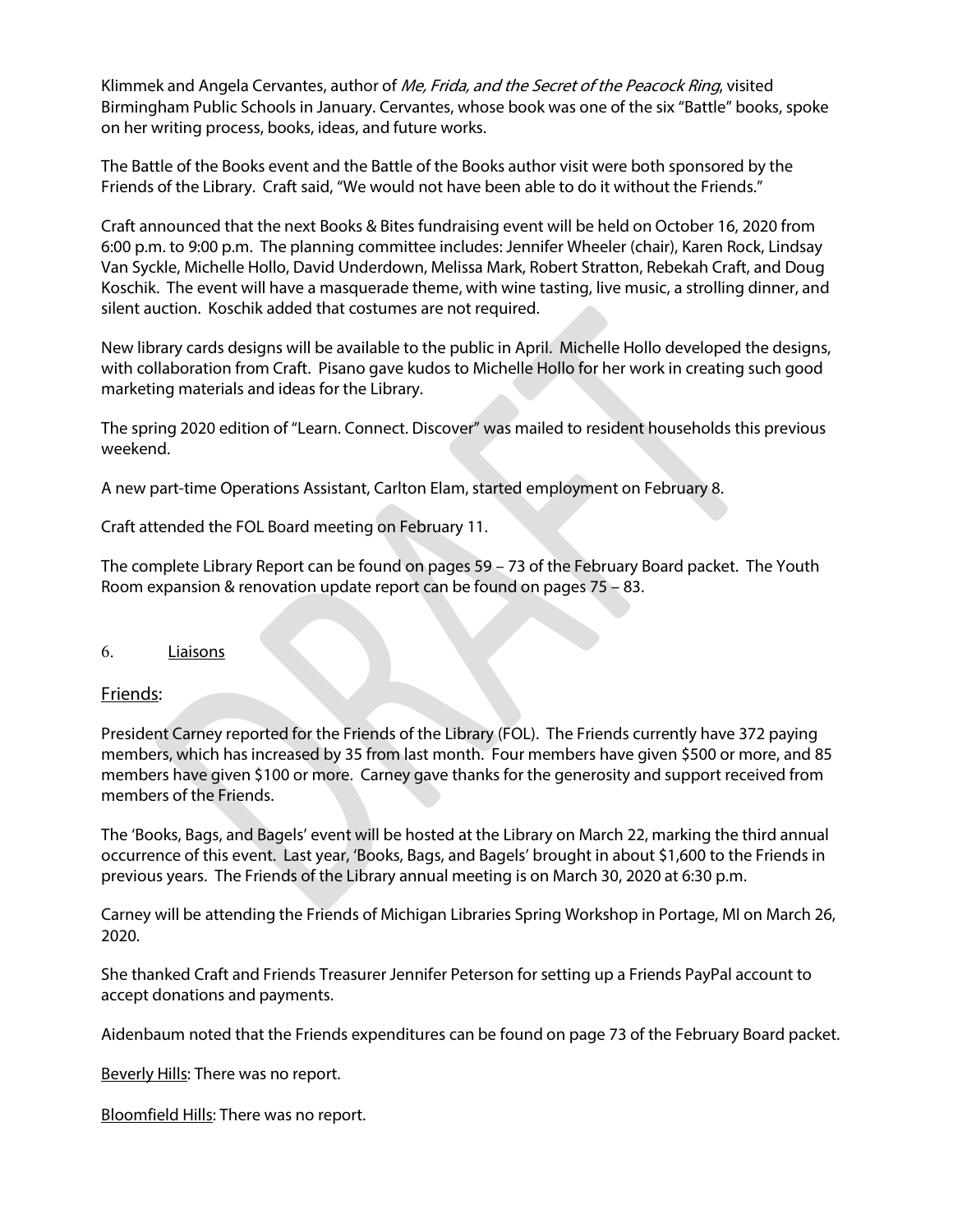Klimmek and Angela Cervantes, author of *Me, Frida, and the Secret of the Peacock Ring*, visited Birmingham Public Schools in January. Cervantes, whose book was one of the six "Battle" books, spoke on her writing process, books, ideas, and future works.

The Battle of the Books event and the Battle of the Books author visit were both sponsored by the Friends of the Library. Craft said, "We would not have been able to do it without the Friends."

Craft announced that the next Books & Bites fundraising event will be held on October 16, 2020 from 6:00 p.m. to 9:00 p.m. The planning committee includes: Jennifer Wheeler (chair), Karen Rock, Lindsay Van Syckle, Michelle Hollo, David Underdown, Melissa Mark, Robert Stratton, Rebekah Craft, and Doug Koschik. The event will have a masquerade theme, with wine tasting, live music, a strolling dinner, and silent auction. Koschik added that costumes are not required.

New library cards designs will be available to the public in April. Michelle Hollo developed the designs, with collaboration from Craft. Pisano gave kudos to Michelle Hollo for her work in creating such good marketing materials and ideas for the Library.

The spring 2020 edition of "Learn. Connect. Discover" was mailed to resident households this previous weekend.

A new part-time Operations Assistant, Carlton Elam, started employment on February 8.

Craft attended the FOL Board meeting on February 11.

The complete Library Report can be found on pages 59 – 73 of the February Board packet. The Youth Room expansion & renovation update report can be found on pages 75 – 83.

6. Liaisons

## Friends:

President Carney reported for the Friends of the Library (FOL). The Friends currently have 372 paying members, which has increased by 35 from last month. Four members have given $500 or more, and 85 members have given $100 or more. Carney gave thanks for the generosity and support received from members of the Friends.

The 'Books, Bags, and Bagels' event will be hosted at the Library on March 22, marking the third annual occurrence of this event. Last year, 'Books, Bags, and Bagels' brought in about $1,600 to the Friends in previous years. The Friends of the Library annual meeting is on March 30, 2020 at 6:30 p.m.

Carney will be attending the Friends of Michigan Libraries Spring Workshop in Portage, MI on March 26, 2020.

She thanked Craft and Friends Treasurer Jennifer Peterson for setting up a Friends PayPal account to accept donations and payments.

Aidenbaum noted that the Friends expenditures can be found on page 73 of the February Board packet.

Beverly Hills: There was no report.

Bloomfield Hills: There was no report.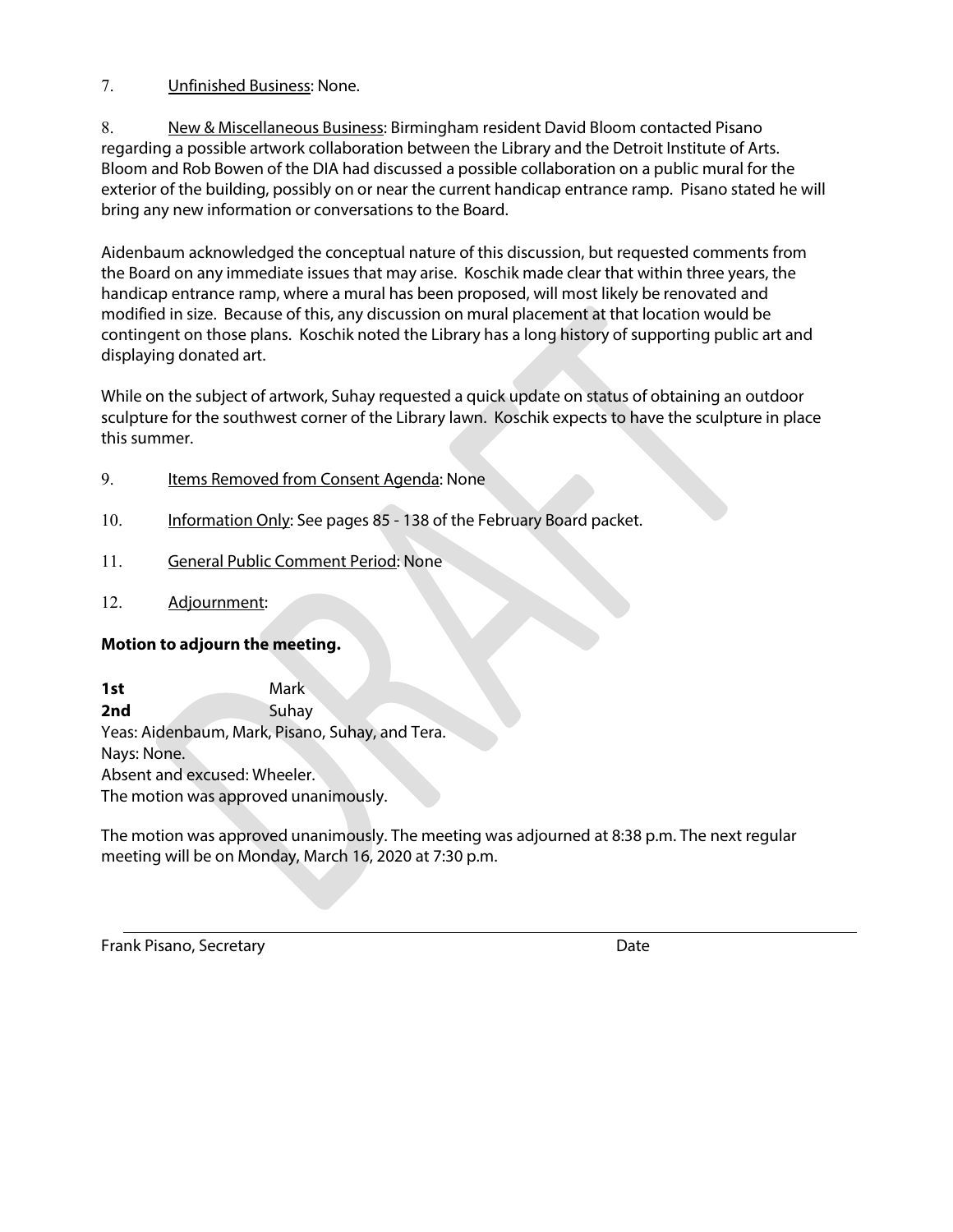7. Unfinished Business: None.

8. New & Miscellaneous Business: Birmingham resident David Bloom contacted Pisano regarding a possible artwork collaboration between the Library and the Detroit Institute of Arts. Bloom and Rob Bowen of the DIA had discussed a possible collaboration on a public mural for the exterior of the building, possibly on or near the current handicap entrance ramp. Pisano stated he will bring any new information or conversations to the Board.

Aidenbaum acknowledged the conceptual nature of this discussion, but requested comments from the Board on any immediate issues that may arise. Koschik made clear that within three years, the handicap entrance ramp, where a mural has been proposed, will most likely be renovated and modified in size. Because of this, any discussion on mural placement at that location would be contingent on those plans. Koschik noted the Library has a long history of supporting public art and displaying donated art.

While on the subject of artwork, Suhay requested a quick update on status of obtaining an outdoor sculpture for the southwest corner of the Library lawn. Koschik expects to have the sculpture in place this summer.

9. Items Removed from Consent Agenda: None

10. Information Only: See pages 85 - 138 of the February Board packet.

11. General Public Comment Period: None

12. Adjournment:

**Motion to adjourn the meeting.**

**1st** Mark
**2nd** Suhay
Yeas: Aidenbaum, Mark, Pisano, Suhay, and Tera.
Nays: None.
Absent and excused: Wheeler.
The motion was approved unanimously.

The motion was approved unanimously. The meeting was adjourned at 8:38 p.m. The next regular meeting will be on Monday, March 16, 2020 at 7:30 p.m.

Frank Pisano, Secretary Date